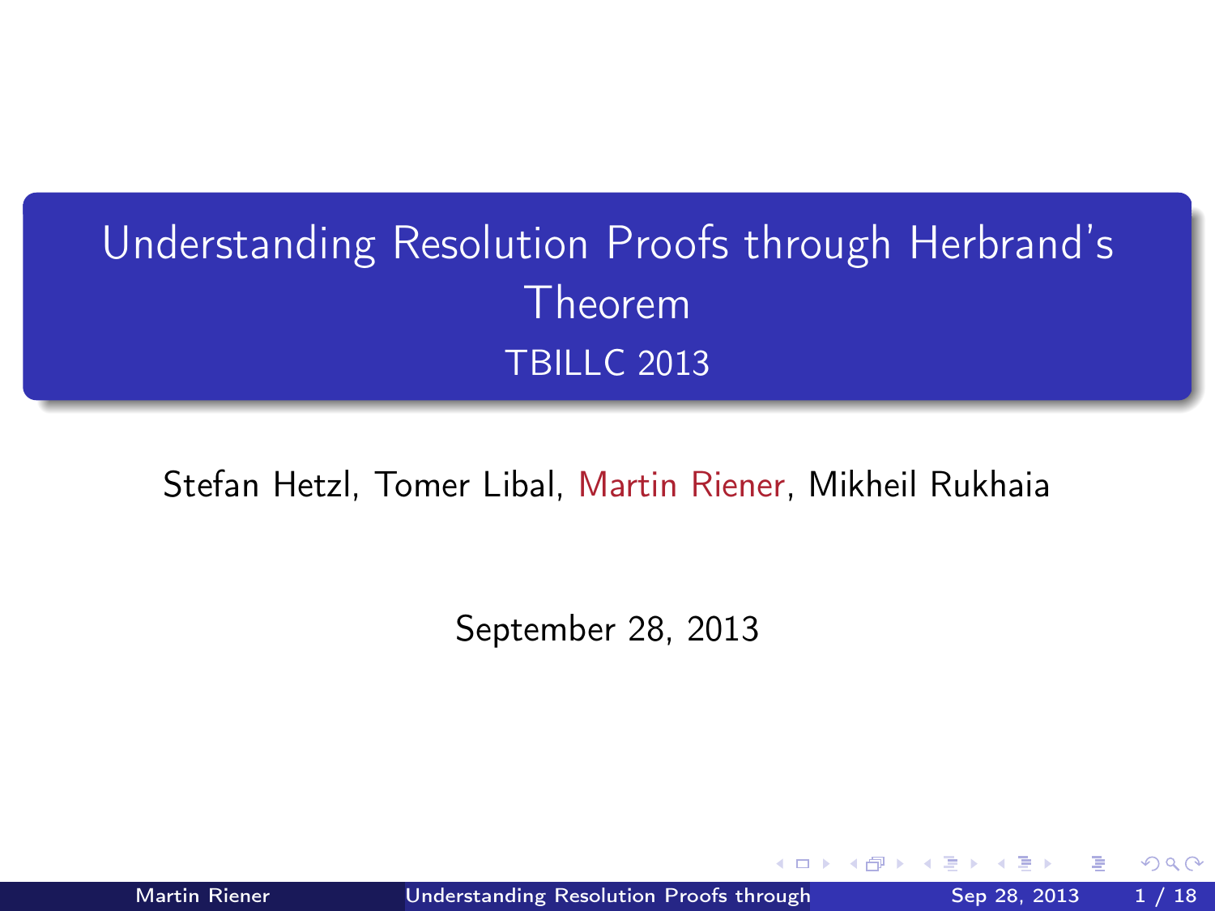# Understanding Resolution Proofs through Herbrand's Theorem

TBILLC 2013

Stefan Hetzl, Tomer Libal, Martin Riener, Mikheil Rukhaia

September 28, 2013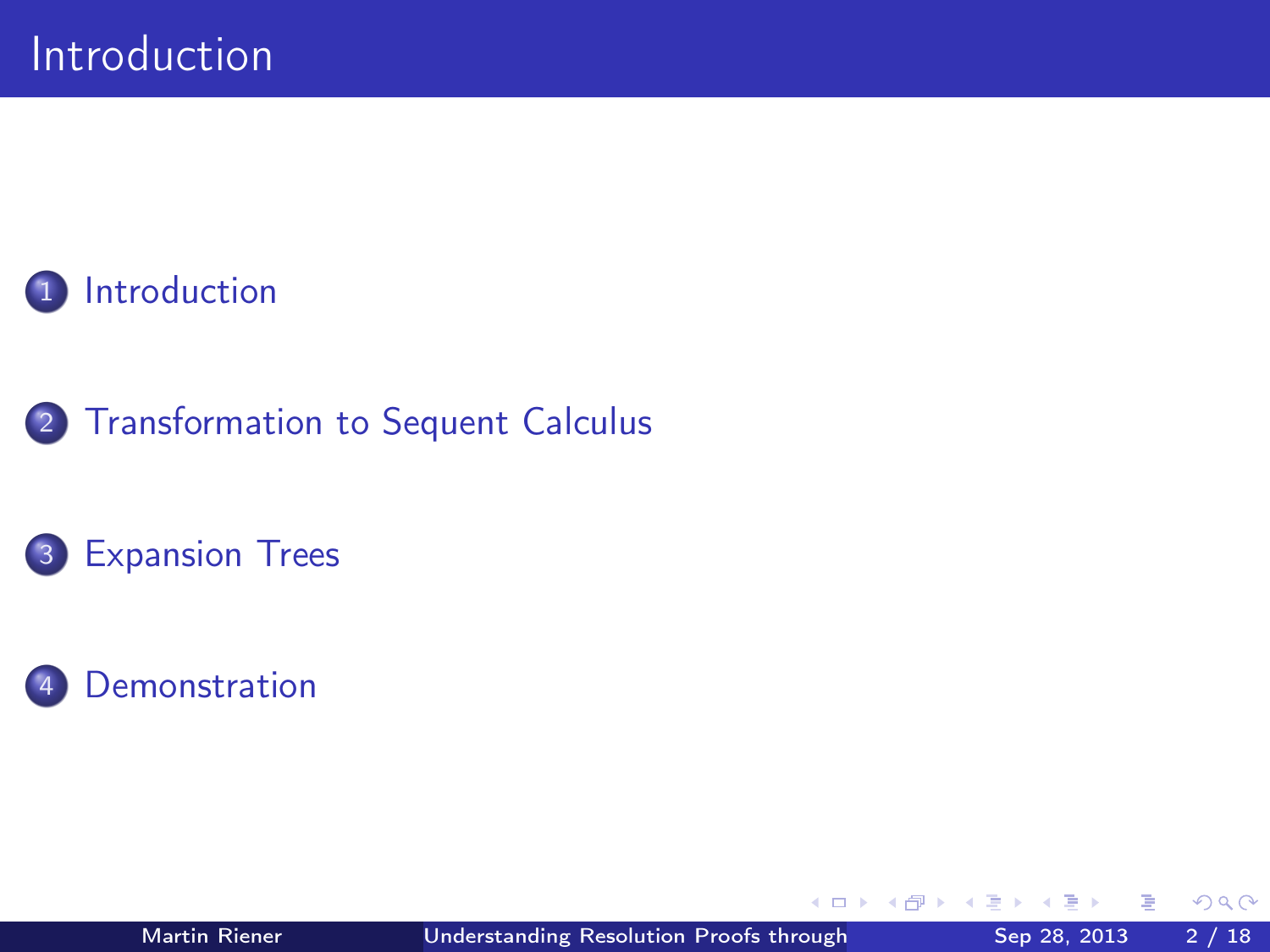# Introduction

1. Introduction

2. Transformation to Sequent Calculus

3. Expansion Trees

4. Demonstration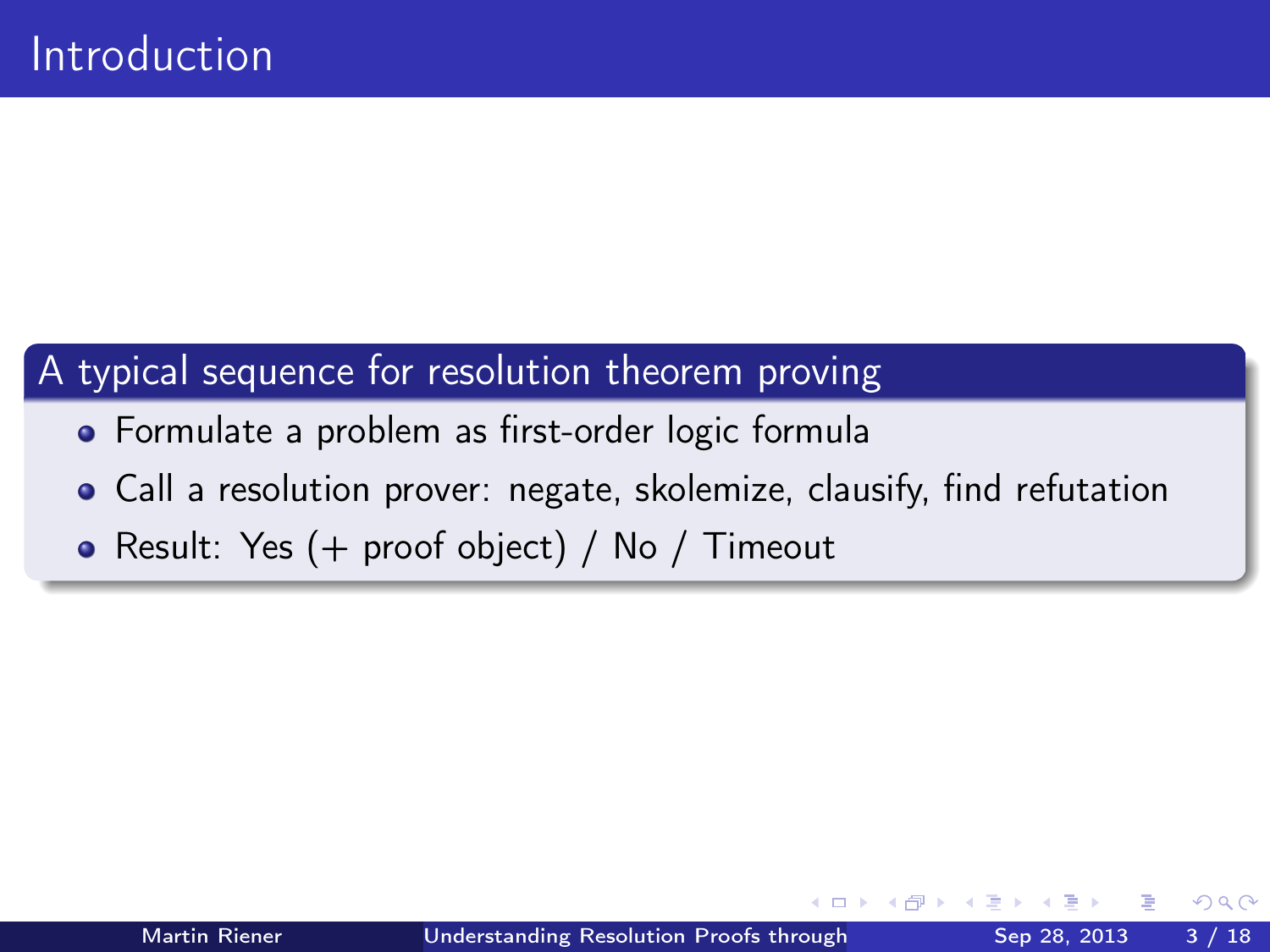# Introduction

## A typical sequence for resolution theorem proving

- Formulate a problem as first-order logic formula
- Call a resolution prover: negate, skolemize, clausify, find refutation
- Result: Yes (+ proof object) / No / Timeout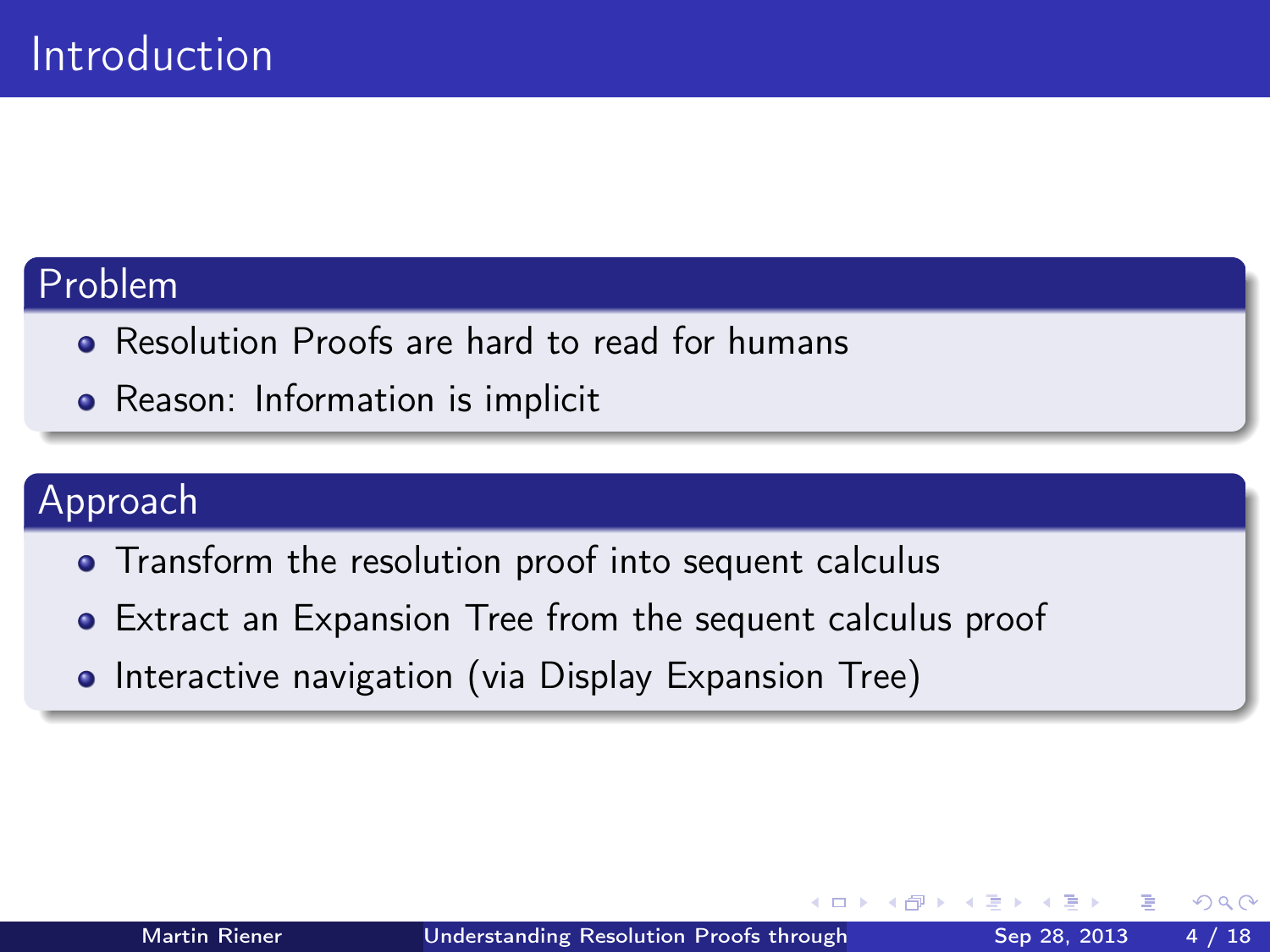# Introduction

## Problem

- Resolution Proofs are hard to read for humans
- Reason: Information is implicit

## Approach

- Transform the resolution proof into sequent calculus
- Extract an Expansion Tree from the sequent calculus proof
- Interactive navigation (via Display Expansion Tree)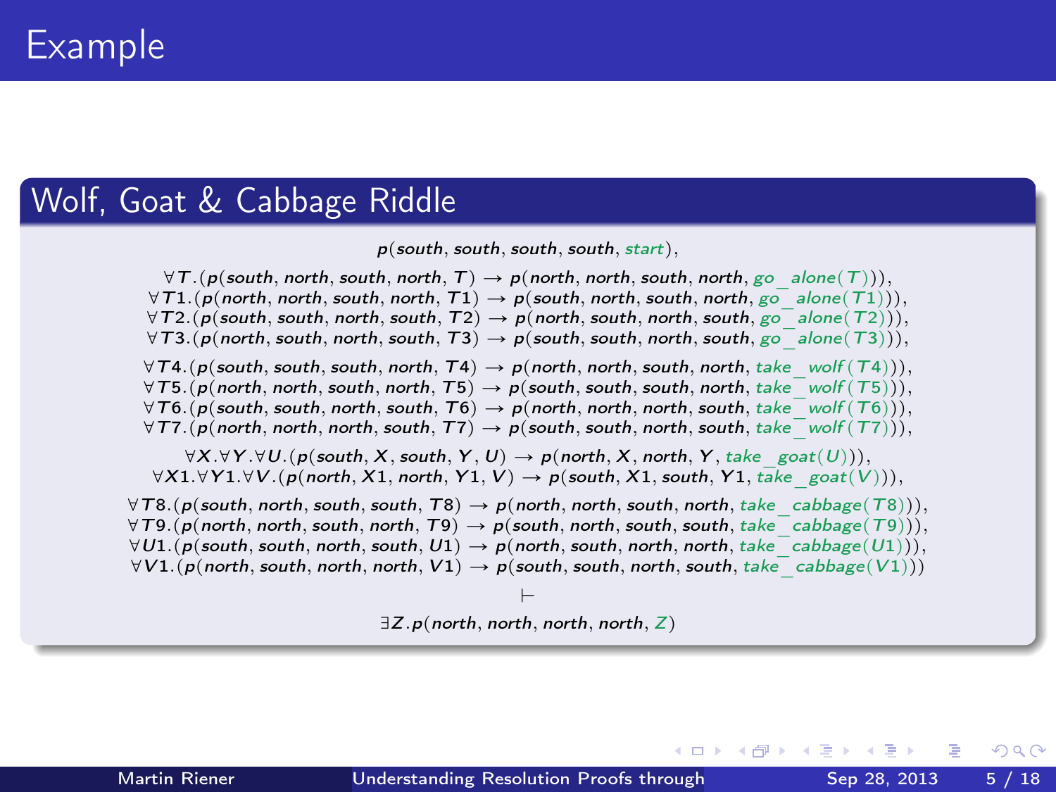# Example

## Wolf, Goat & Cabbage Riddle

$$p(south, south, south, south, start),$$

$$\forall T.(p(south, north, south, north, T) \to p(north, north, south, north, go\_alone(T))),$$
$$\forall T1.(p(north, north, south, north, T1) \to p(south, north, south, north, go\_alone(T1))),$$
$$\forall T2.(p(south, south, north, south, T2) \to p(north, south, north, south, go\_alone(T2))),$$
$$\forall T3.(p(north, south, north, south, T3) \to p(south, south, north, south, go\_alone(T3))),$$

$$\forall T4.(p(south, south, south, north, T4) \to p(north, north, south, north, take\_wolf(T4))),$$
$$\forall T5.(p(north, north, south, north, T5) \to p(south, south, south, north, take\_wolf(T5))),$$
$$\forall T6.(p(south, south, north, south, T6) \to p(north, north, north, south, take\_wolf(T6))),$$
$$\forall T7.(p(north, north, north, south, T7) \to p(south, south, north, south, take\_wolf(T7))),$$

$$\forall X.\forall Y.\forall U.(p(south, X, south, Y, U) \to p(north, X, north, Y, take\_goat(U))),$$
$$\forall X1.\forall Y1.\forall V.(p(north, X1, north, Y1, V) \to p(south, X1, south, Y1, take\_goat(V))),$$

$$\forall T8.(p(south, north, south, south, T8) \to p(north, north, south, north, take\_cabbage(T8))),$$
$$\forall T9.(p(north, north, south, north, T9) \to p(south, north, south, south, take\_cabbage(T9))),$$
$$\forall U1.(p(south, south, north, south, U1) \to p(north, south, north, north, take\_cabbage(U1))),$$
$$\forall V1.(p(north, south, north, north, V1) \to p(south, south, north, south, take\_cabbage(V1)))$$

$$\vdash$$

$$\exists Z.p(north, north, north, north, Z)$$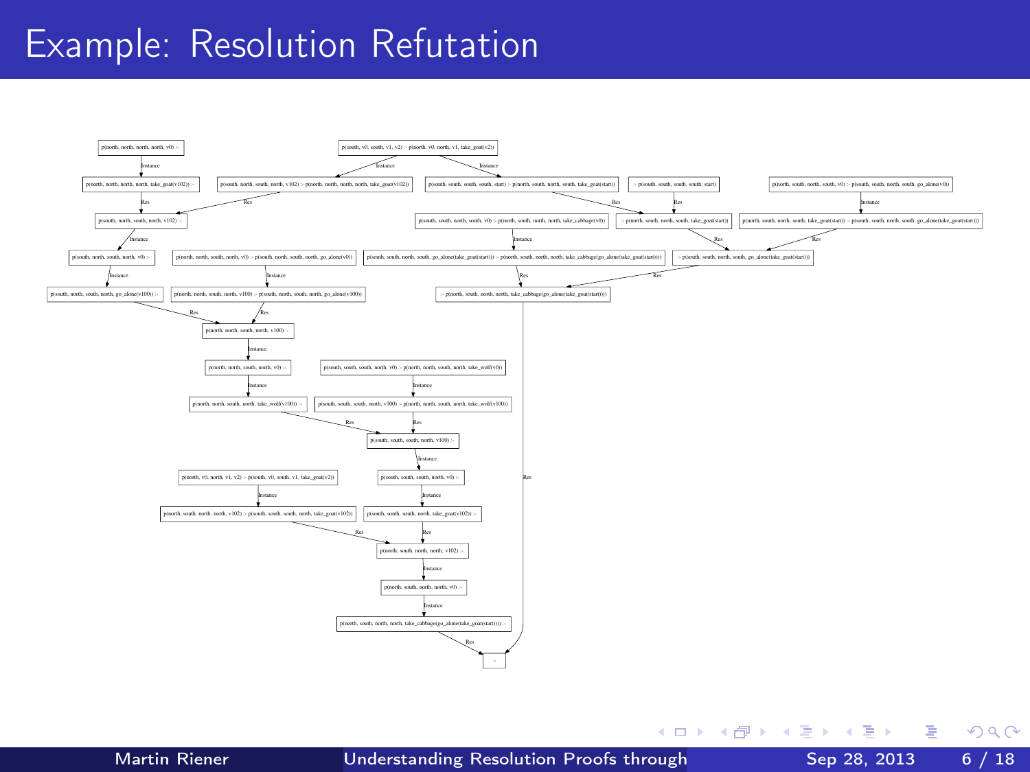# Example: Resolution Refutation

p(north, north, north, north, v0) :-

p(south, v0, south, v1, v2) :- p(north, v0, north, v1, take_goat(v2))

p(north, north, north, north, take_goat(v102)) :-

p(south, north, south, north, v102) :- p(north, north, north, north, take_goat(v102))

p(south, south, south, south, start) :- p(north, south, north, south, take_goat(start))

:- p(south, south, south, south, start)

p(north, south, north, south, v0) :- p(south, south, north, south, go_alone(v0))

p(south, north, south, north, v102) :-

p(south, south, north, south, v0) :- p(north, south, north, north, take_cabbage(v0))

:- p(north, south, north, south, take_goat(start))

p(north, south, north, south, take_goat(start)) :- p(south, south, north, south, go_alone(take_goat(start)))

p(south, north, south, north, v0) :-

p(north, north, south, north, v0) :- p(south, north, south, north, go_alone(v0))

p(south, south, north, south, go_alone(take_goat(start))) :- p(north, south, north, north, take_cabbage(go_alone(take_goat(start))))

:- p(south, south, north, south, go_alone(take_goat(start)))

p(south, north, south, north, go_alone(v100)) :-

p(north, north, south, north, v100) :- p(south, north, south, north, go_alone(v100))

:- p(north, south, north, north, take_cabbage(go_alone(take_goat(start))))

p(north, north, south, north, v100) :-

p(north, north, south, north, v0) :-

p(south, south, south, north, v0) :- p(north, north, south, north, take_wolf(v0))

p(north, north, south, north, take_wolf(v100)) :-

p(south, south, south, north, v100) :- p(north, north, south, north, take_wolf(v100))

p(south, south, south, north, v100) :-

p(north, v0, north, v1, v2) :- p(south, v0, south, v1, take_goat(v2))

p(south, south, south, north, v0) :-

p(north, south, north, north, v102) :- p(south, south, south, north, take_goat(v102))

p(south, south, south, north, take_goat(v102)) :-

p(north, south, north, north, v102) :-

p(north, south, north, north, v0) :-

p(north, south, north, north, take_cabbage(go_alone(take_goat(start)))) :-

:-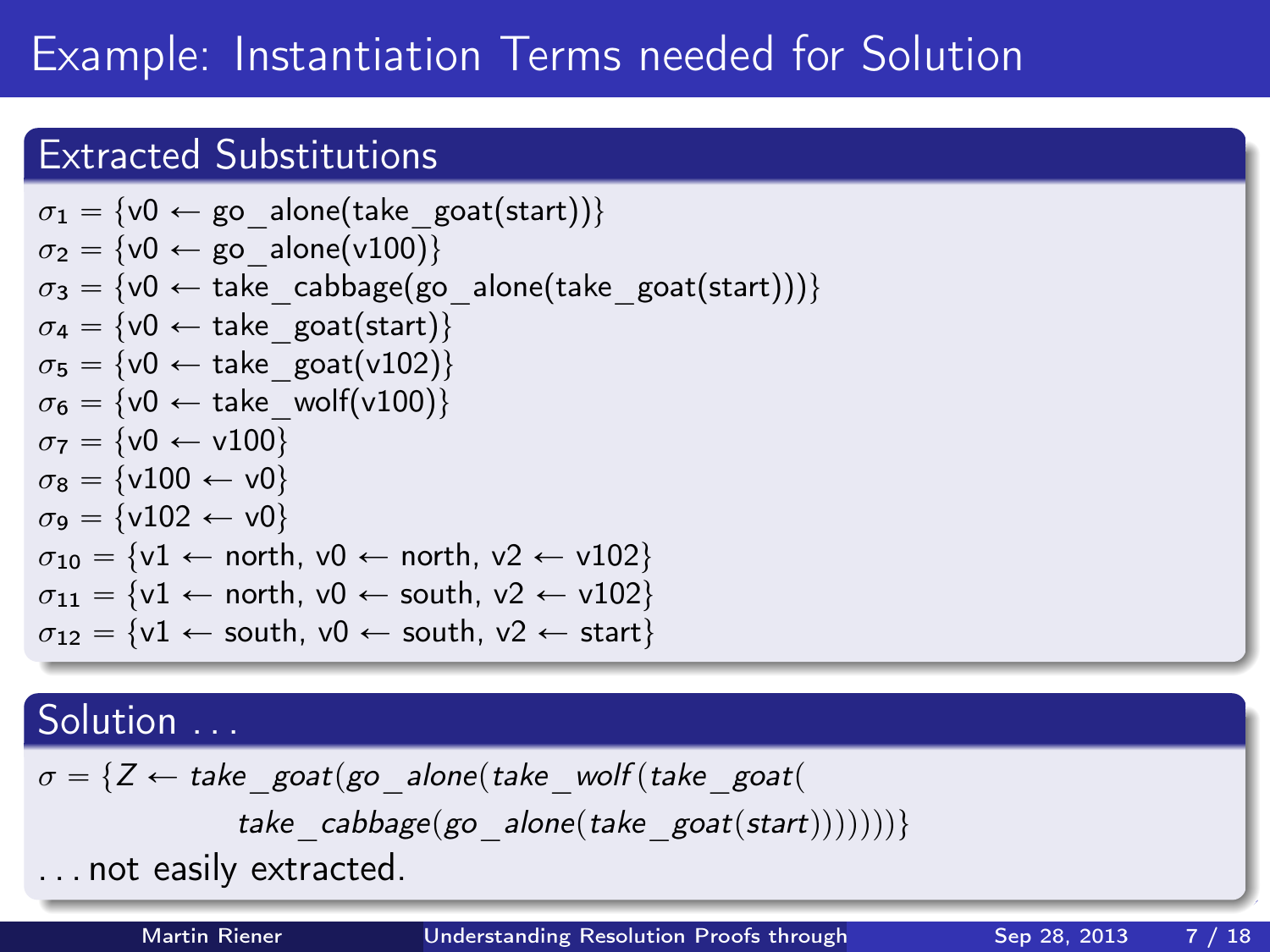# Example: Instantiation Terms needed for Solution

## Extracted Substitutions

$\sigma_1 = \{\text{v0} \leftarrow \text{go\_alone(take\_goat(start))}\}$
$\sigma_2 = \{\text{v0} \leftarrow \text{go\_alone(v100)}\}$
$\sigma_3 = \{\text{v0} \leftarrow \text{take\_cabbage(go\_alone(take\_goat(start)))}\}$
$\sigma_4 = \{\text{v0} \leftarrow \text{take\_goat(start)}\}$
$\sigma_5 = \{\text{v0} \leftarrow \text{take\_goat(v102)}\}$
$\sigma_6 = \{\text{v0} \leftarrow \text{take\_wolf(v100)}\}$
$\sigma_7 = \{\text{v0} \leftarrow \text{v100}\}$
$\sigma_8 = \{\text{v100} \leftarrow \text{v0}\}$
$\sigma_9 = \{\text{v102} \leftarrow \text{v0}\}$
$\sigma_{10} = \{\text{v1} \leftarrow \text{north, v0} \leftarrow \text{north, v2} \leftarrow \text{v102}\}$
$\sigma_{11} = \{\text{v1} \leftarrow \text{north, v0} \leftarrow \text{south, v2} \leftarrow \text{v102}\}$
$\sigma_{12} = \{\text{v1} \leftarrow \text{south, v0} \leftarrow \text{south, v2} \leftarrow \text{start}\}$

## Solution ...

$$\sigma = \{Z \leftarrow take\_goat(go\_alone(take\_wolf(take\_goat(take\_cabbage(go\_alone(take\_goat(start)))))))\}$$

... not easily extracted.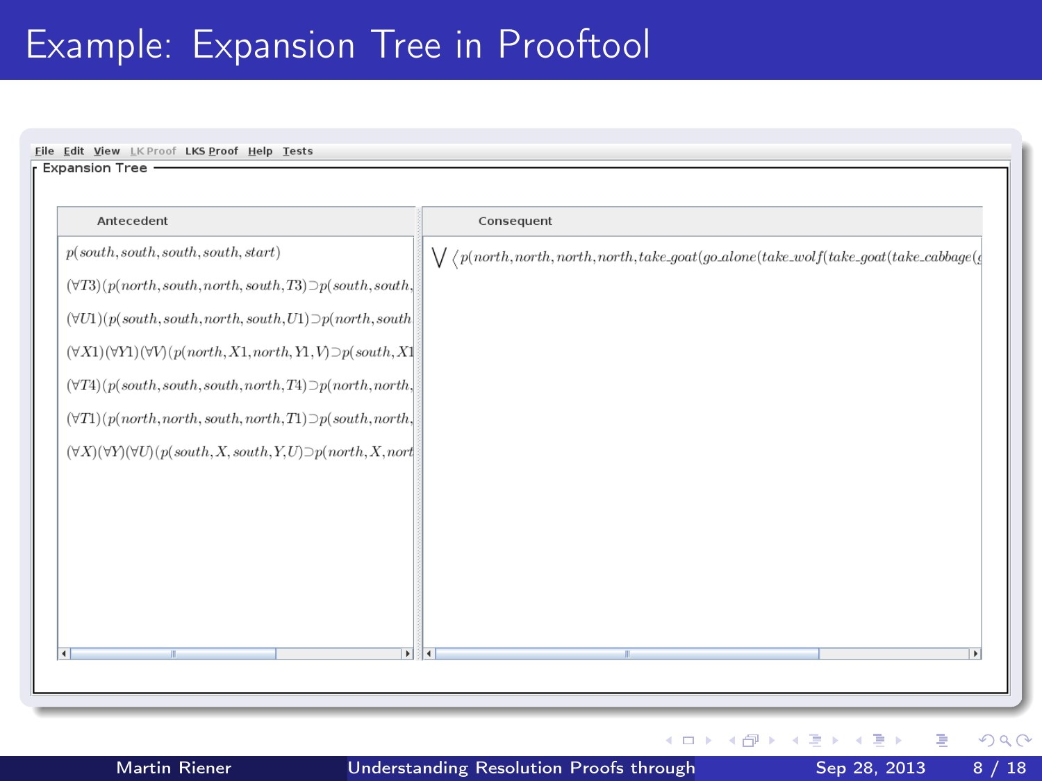# Example: Expansion Tree in Prooftool

File Edit View LK Proof LKS Proof Help Tests

Expansion Tree

| Antecedent | Consequent |
| --- | --- |
| $p(south, south, south, south, start)$ | $\bigvee \langle p(north, north, north, north, take\_goat(go\_alone(take\_wolf(take\_goat(take\_cabbage($ |
| $(\forall T3)(p(north, south, north, south, T3) \supset p(south, south,$ | |
| $(\forall U1)(p(south, south, north, south, U1) \supset p(north, south$ | |
| $(\forall X1)(\forall Y1)(\forall V)(p(north, X1, north, Y1, V) \supset p(south, X1$ | |
| $(\forall T4)(p(south, south, south, north, T4) \supset p(north, north,$ | |
| $(\forall T1)(p(north, north, south, north, T1) \supset p(south, north,$ | |
| $(\forall X)(\forall Y)(\forall U)(p(south, X, south, Y, U) \supset p(north, X, nort$ | |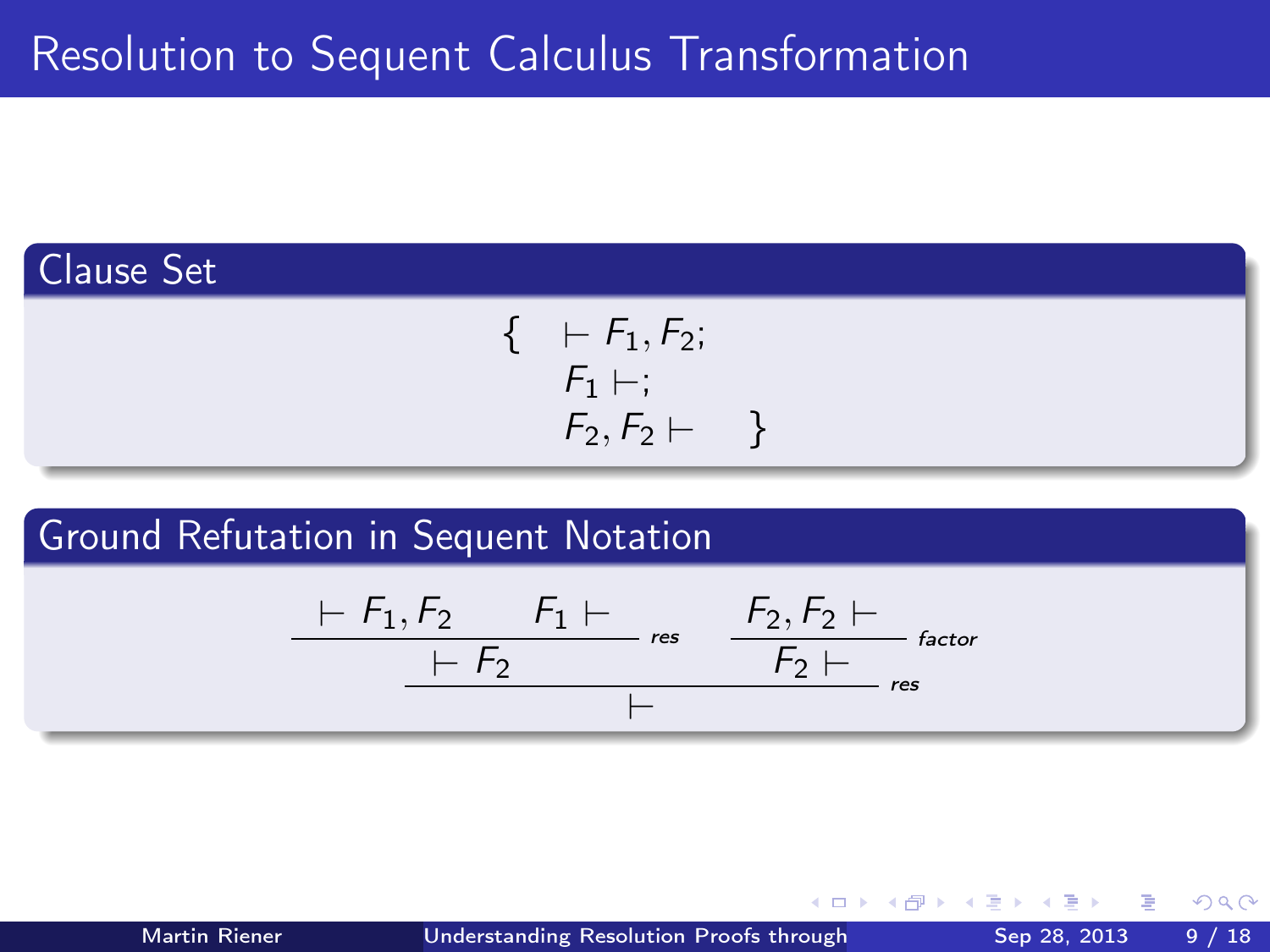# Resolution to Sequent Calculus Transformation

## Clause Set

$$\{ \quad \vdash F_1, F_2; \quad F_1 \vdash; \quad F_2, F_2 \vdash \quad \}$$

## Ground Refutation in Sequent Notation

$$\dfrac{\dfrac{\vdash F_1, F_2 \qquad F_1 \vdash}{\vdash F_2}\,res \qquad \dfrac{F_2, F_2 \vdash}{F_2 \vdash}\,factor}{\vdash}\,res$$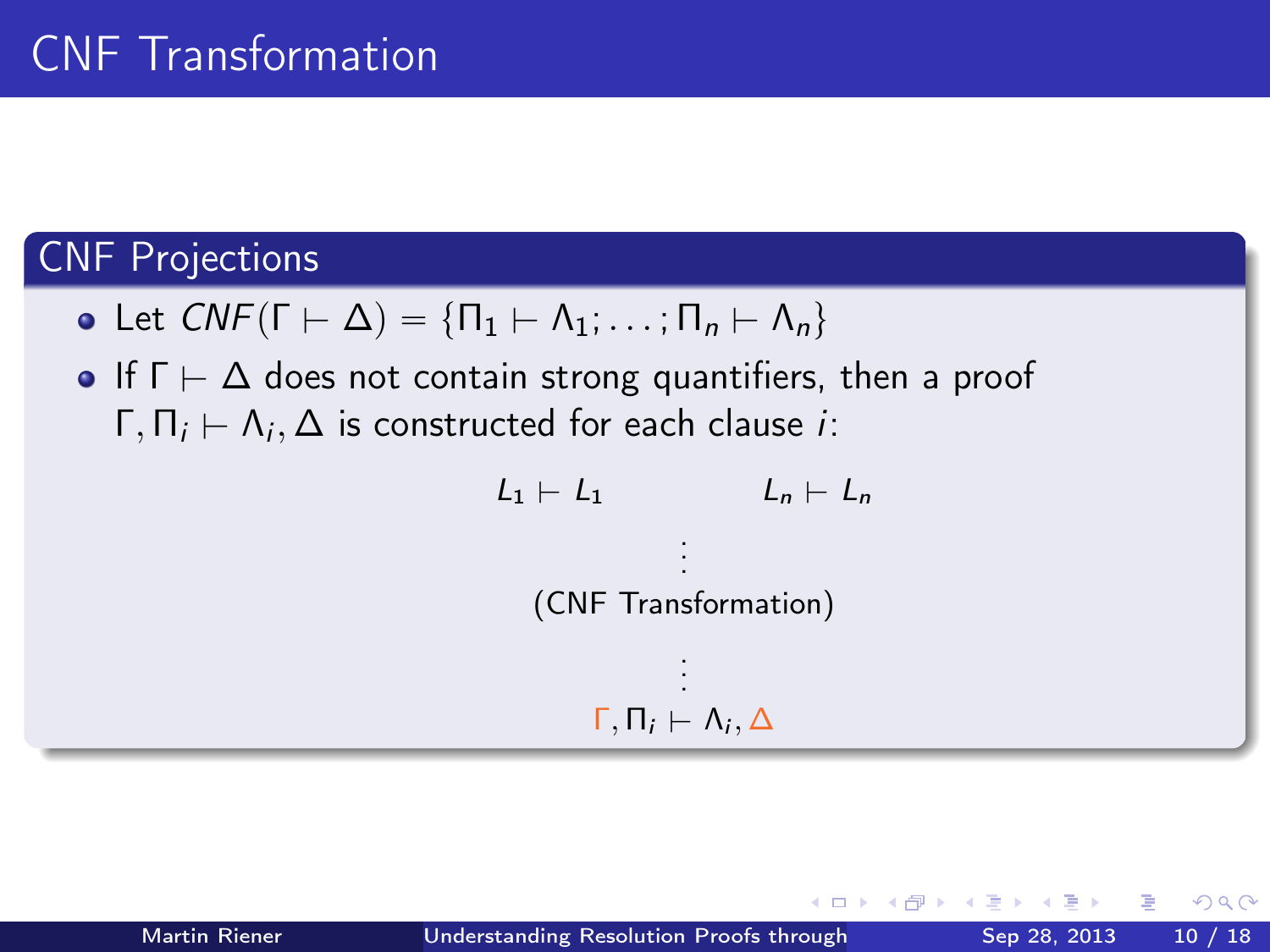# CNF Transformation

## CNF Projections

- Let $CNF(\Gamma \vdash \Delta) = \{\Pi_1 \vdash \Lambda_1; \ldots ; \Pi_n \vdash \Lambda_n\}$
- If $\Gamma \vdash \Delta$ does not contain strong quantifiers, then a proof $\Gamma, \Pi_i \vdash \Lambda_i, \Delta$ is constructed for each clause $i$:

$$
\begin{array}{c}
L_1 \vdash L_1 \qquad\qquad L_n \vdash L_n \\
\vdots \\
\text{(CNF Transformation)} \\
\vdots \\
\Gamma, \Pi_i \vdash \Lambda_i, \Delta
\end{array}
$$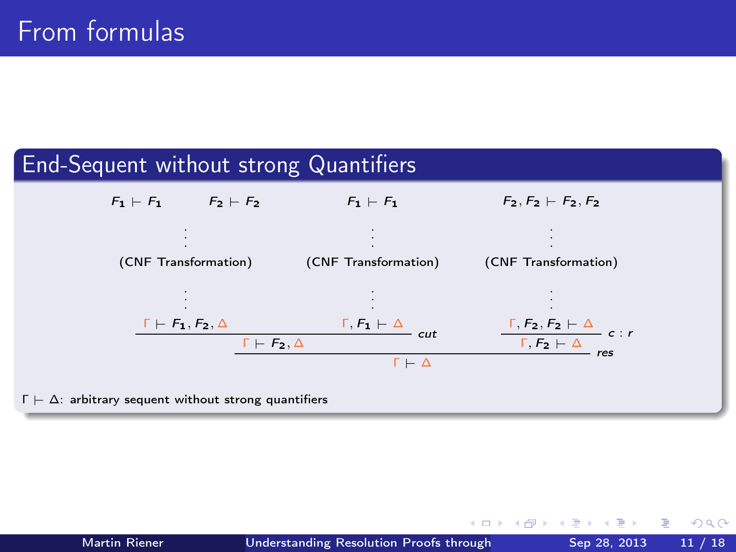# From formulas

## End-Sequent without strong Quantifiers

$$
\dfrac{
  \dfrac{
    \dfrac{
      \begin{matrix} F_1 \vdash F_1 \quad F_2 \vdash F_2 \\ \vdots \\ \text{(CNF Transformation)} \\ \vdots \end{matrix}
    }{\Gamma \vdash F_1, F_2, \Delta}
    \qquad
    \dfrac{
      \begin{matrix} F_1 \vdash F_1 \\ \vdots \\ \text{(CNF Transformation)} \\ \vdots \end{matrix}
    }{\Gamma, F_1 \vdash \Delta}
  }{\Gamma \vdash F_2, \Delta}\ cut
  \qquad
  \dfrac{
    \dfrac{
      \begin{matrix} F_2, F_2 \vdash F_2, F_2 \\ \vdots \\ \text{(CNF Transformation)} \\ \vdots \end{matrix}
    }{\Gamma, F_2, F_2 \vdash \Delta}
  }{\Gamma, F_2 \vdash \Delta}\ c:r
}{\Gamma \vdash \Delta}\ res
$$

$\Gamma \vdash \Delta$: arbitrary sequent without strong quantifiers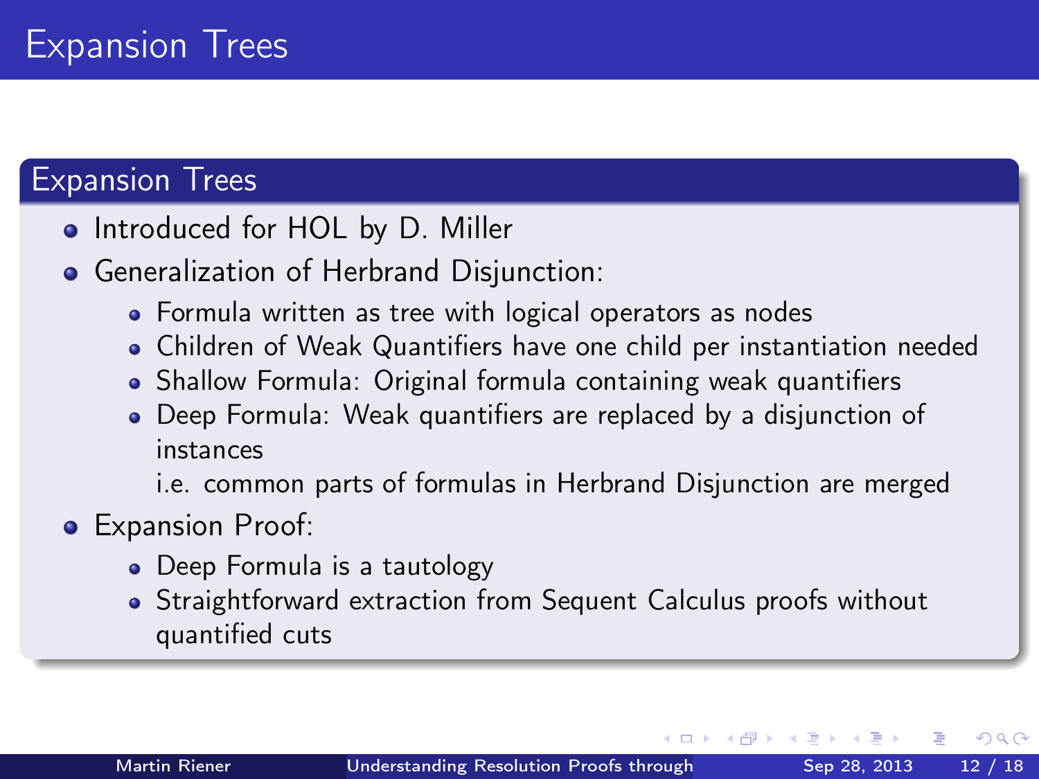# Expansion Trees

## Expansion Trees

- Introduced for HOL by D. Miller
- Generalization of Herbrand Disjunction:
  - Formula written as tree with logical operators as nodes
  - Children of Weak Quantifiers have one child per instantiation needed
  - Shallow Formula: Original formula containing weak quantifiers
  - Deep Formula: Weak quantifiers are replaced by a disjunction of instances

    i.e. common parts of formulas in Herbrand Disjunction are merged
- Expansion Proof:
  - Deep Formula is a tautology
  - Straightforward extraction from Sequent Calculus proofs without quantified cuts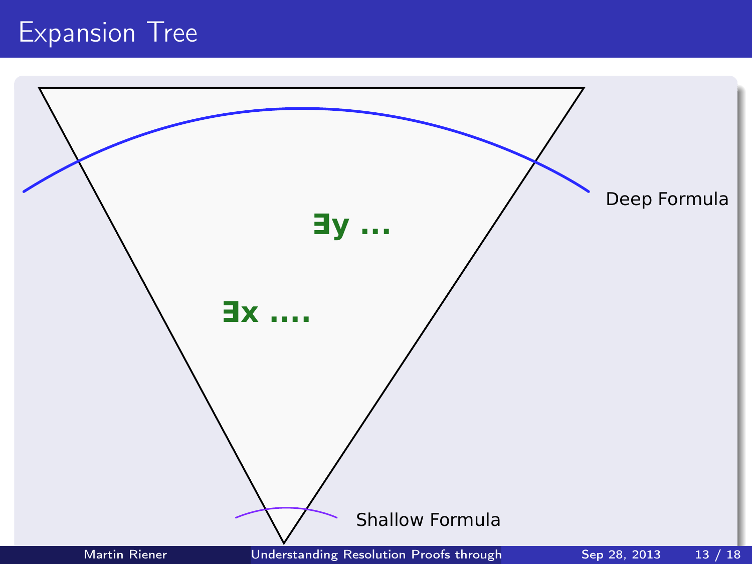# Expansion Tree

$\exists y$ ...

$\exists x$ ....

Deep Formula

Shallow Formula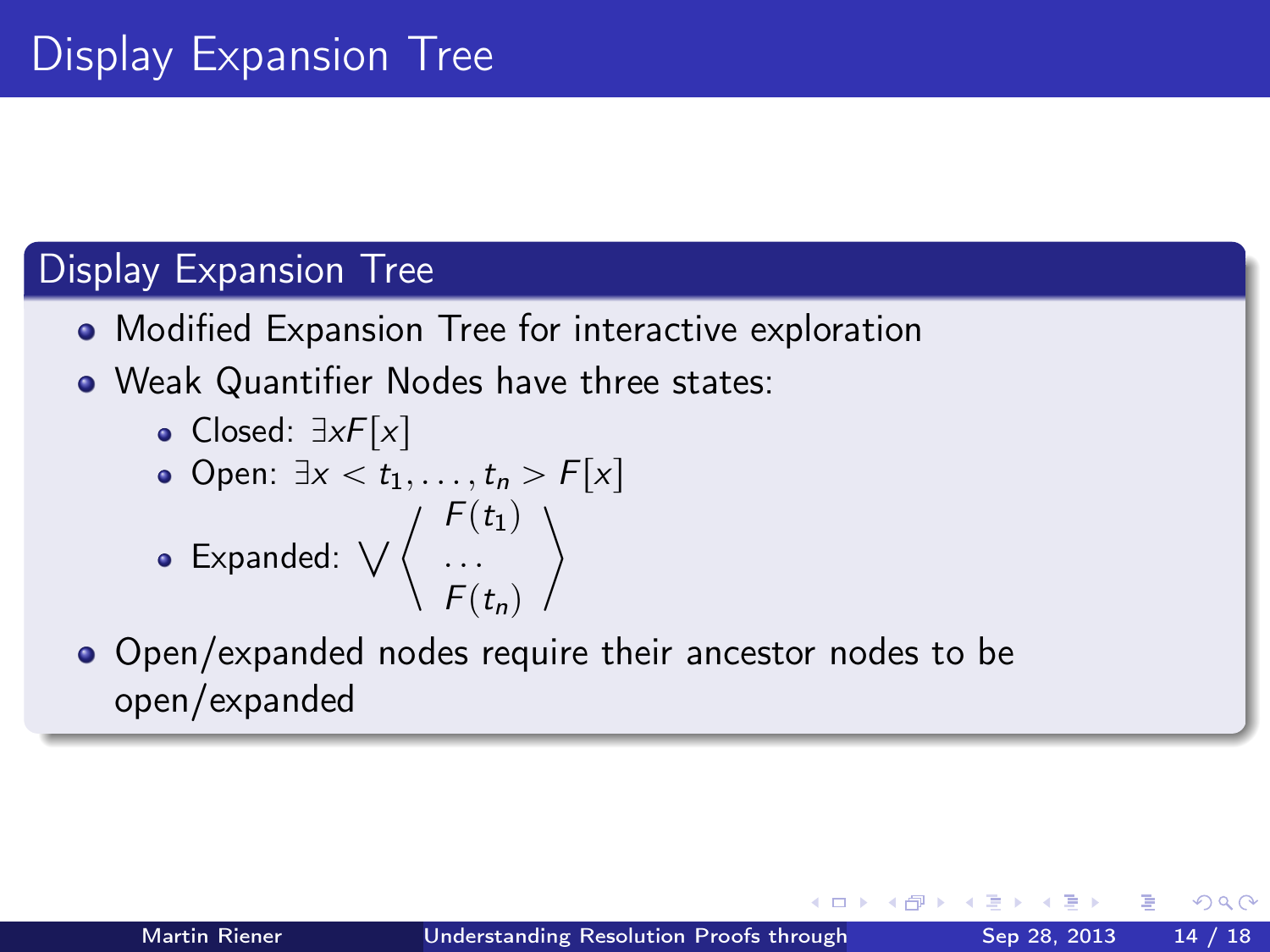# Display Expansion Tree

## Display Expansion Tree

- Modified Expansion Tree for interactive exploration
- Weak Quantifier Nodes have three states:
  - Closed: $\exists x F[x]$
  - Open: $\exists x < t_1, \ldots, t_n > F[x]$
  - Expanded: $\bigvee \left\langle \begin{array}{c} F(t_1) \\ \ldots \\ F(t_n) \end{array} \right\rangle$
- Open/expanded nodes require their ancestor nodes to be open/expanded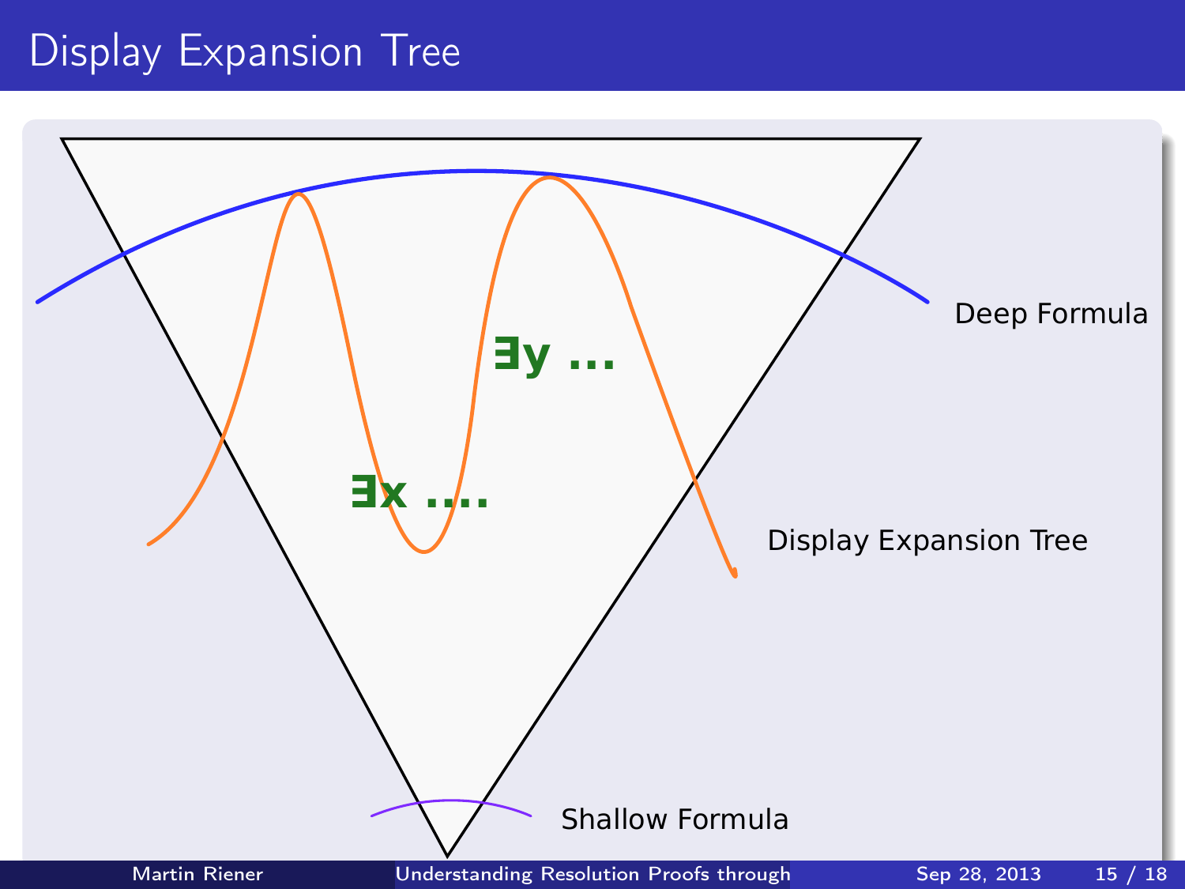# Display Expansion Tree

Deep Formula

$\exists y \ldots$

$\exists x \ldots.$

Display Expansion Tree

Shallow Formula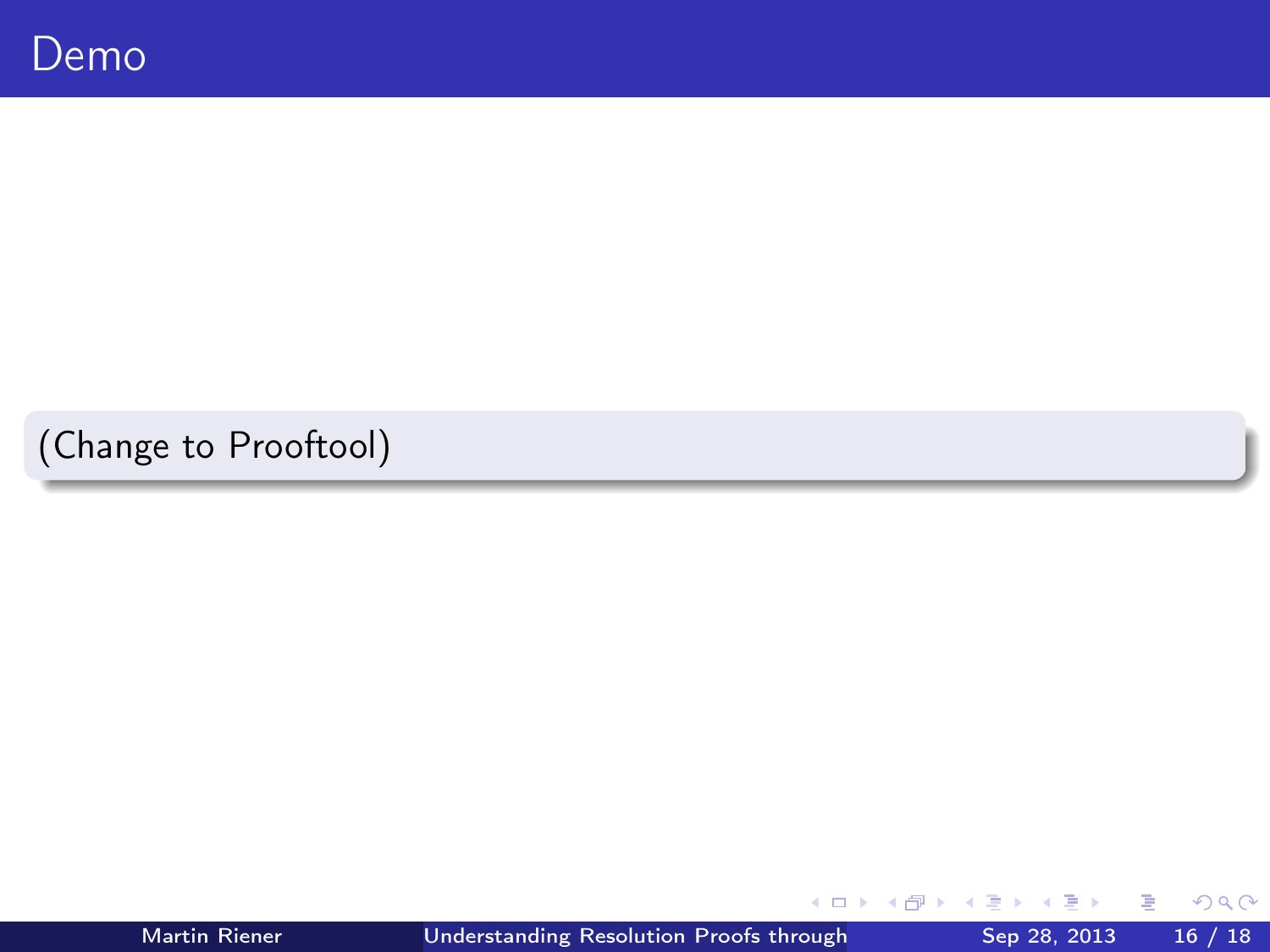# Demo

(Change to Prooftool)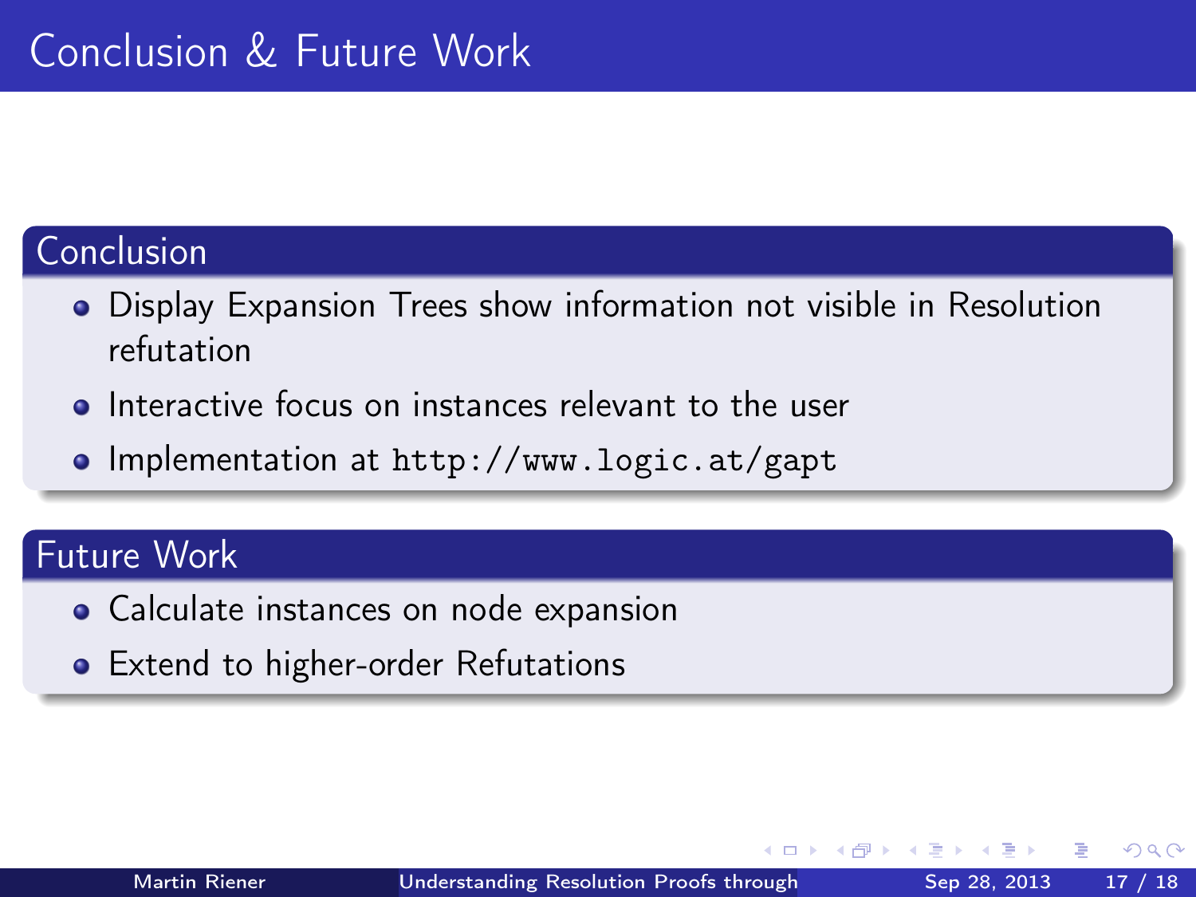# Conclusion & Future Work

## Conclusion

- Display Expansion Trees show information not visible in Resolution refutation
- Interactive focus on instances relevant to the user
- Implementation at `http://www.logic.at/gapt`

## Future Work

- Calculate instances on node expansion
- Extend to higher-order Refutations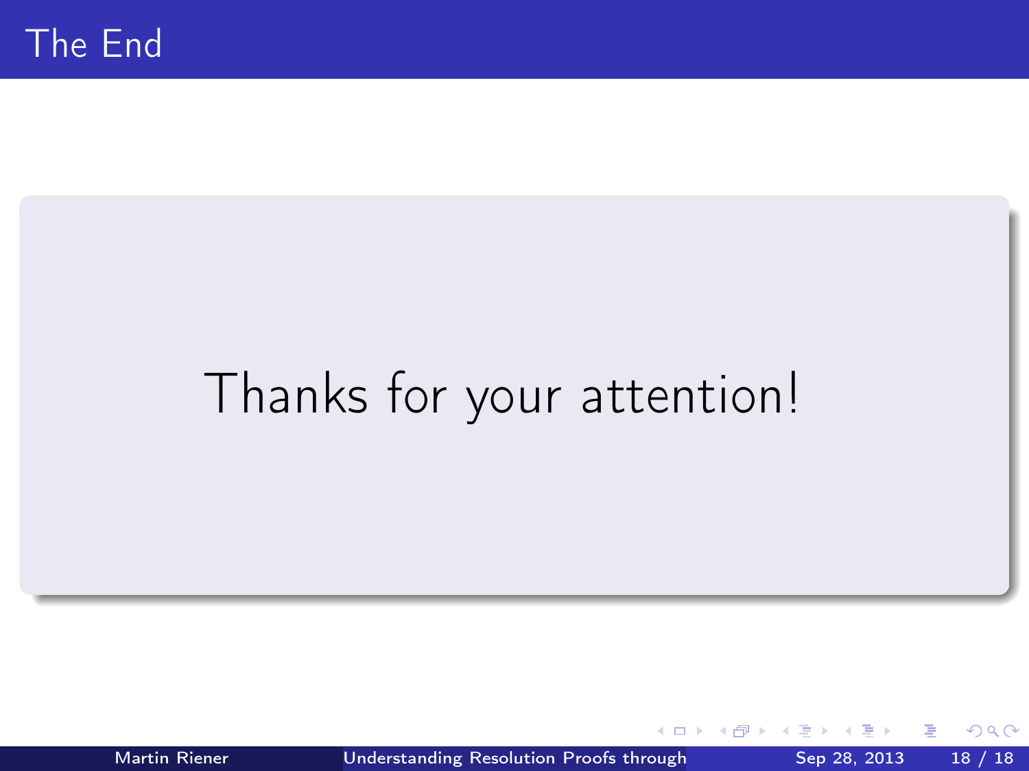# The End

Thanks for your attention!